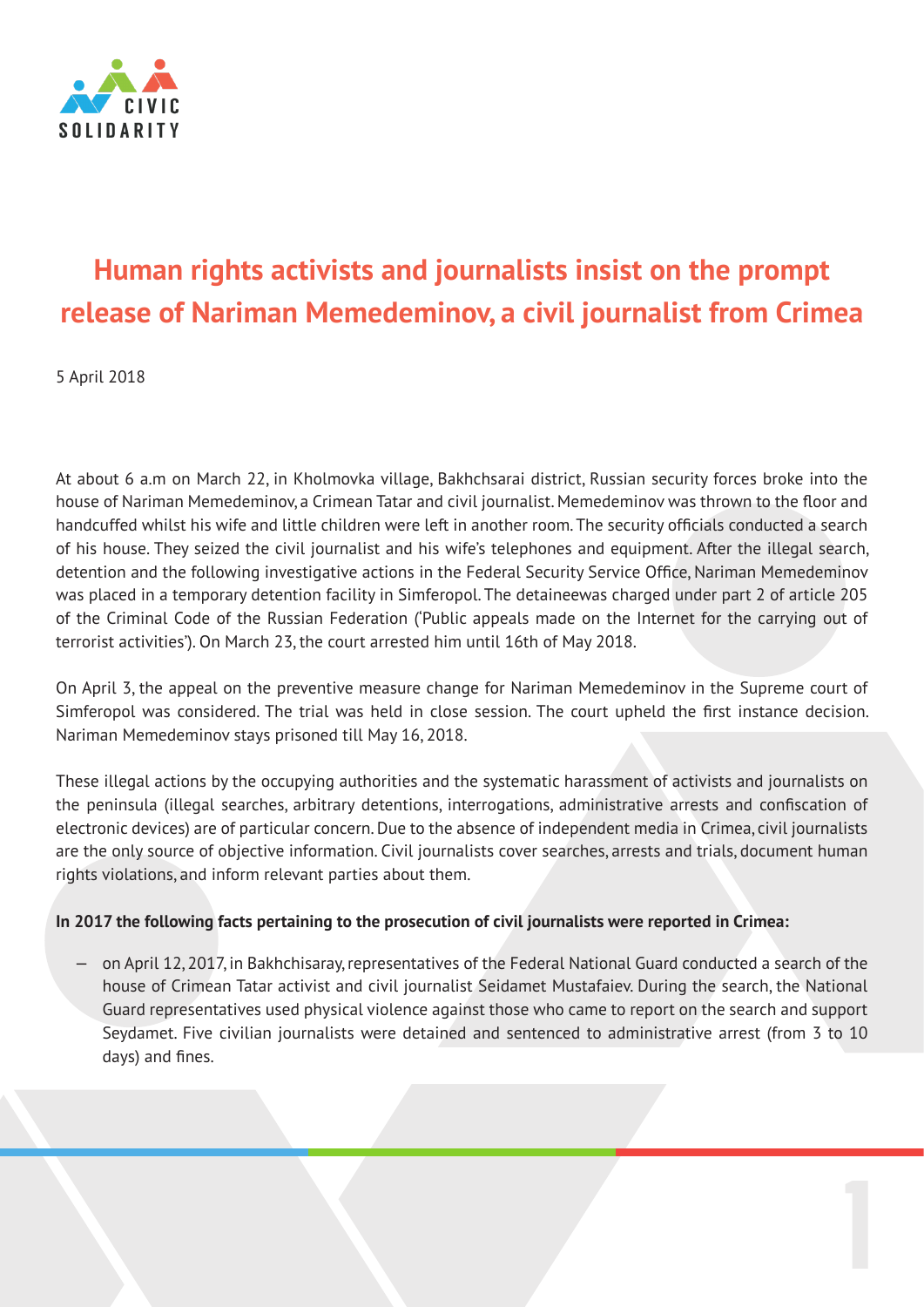CIVIC SOLIDARITY

# Human rights activists and journalists insist on the prompt release of Nariman Memedeminov, a civil journalist from Crimea

5 April 2018

At about 6 a.m on March 22, in Kholmovka village, Bakhchsarai district, Russian security forces broke into the house of Nariman Memedeminov, a Crimean Tatar and civil journalist. Memedeminov was thrown to the floor and handcuffed whilst his wife and little children were left in another room. The security officials conducted a search of his house. They seized the civil journalist and his wife's telephones and equipment. After the illegal search, detention and the following investigative actions in the Federal Security Service Office, Nariman Memedeminov was placed in a temporary detention facility in Simferopol. The detaineewas charged under part 2 of article 205 of the Criminal Code of the Russian Federation ('Public appeals made on the Internet for the carrying out of terrorist activities'). On March 23, the court arrested him until 16th of May 2018.

On April 3, the appeal on the preventive measure change for Nariman Memedeminov in the Supreme court of Simferopol was considered. The trial was held in close session. The court upheld the first instance decision. Nariman Memedeminov stays prisoned till May 16, 2018.

These illegal actions by the occupying authorities and the systematic harassment of activists and journalists on the peninsula (illegal searches, arbitrary detentions, interrogations, administrative arrests and confiscation of electronic devices) are of particular concern. Due to the absence of independent media in Crimea, civil journalists are the only source of objective information. Civil journalists cover searches, arrests and trials, document human rights violations, and inform relevant parties about them.

**In 2017 the following facts pertaining to the prosecution of civil journalists were reported in Crimea:**

- on April 12, 2017, in Bakhchisaray, representatives of the Federal National Guard conducted a search of the house of Crimean Tatar activist and civil journalist Seidamet Mustafaiev. During the search, the National Guard representatives used physical violence against those who came to report on the search and support Seydamet. Five civilian journalists were detained and sentenced to administrative arrest (from 3 to 10 days) and fines.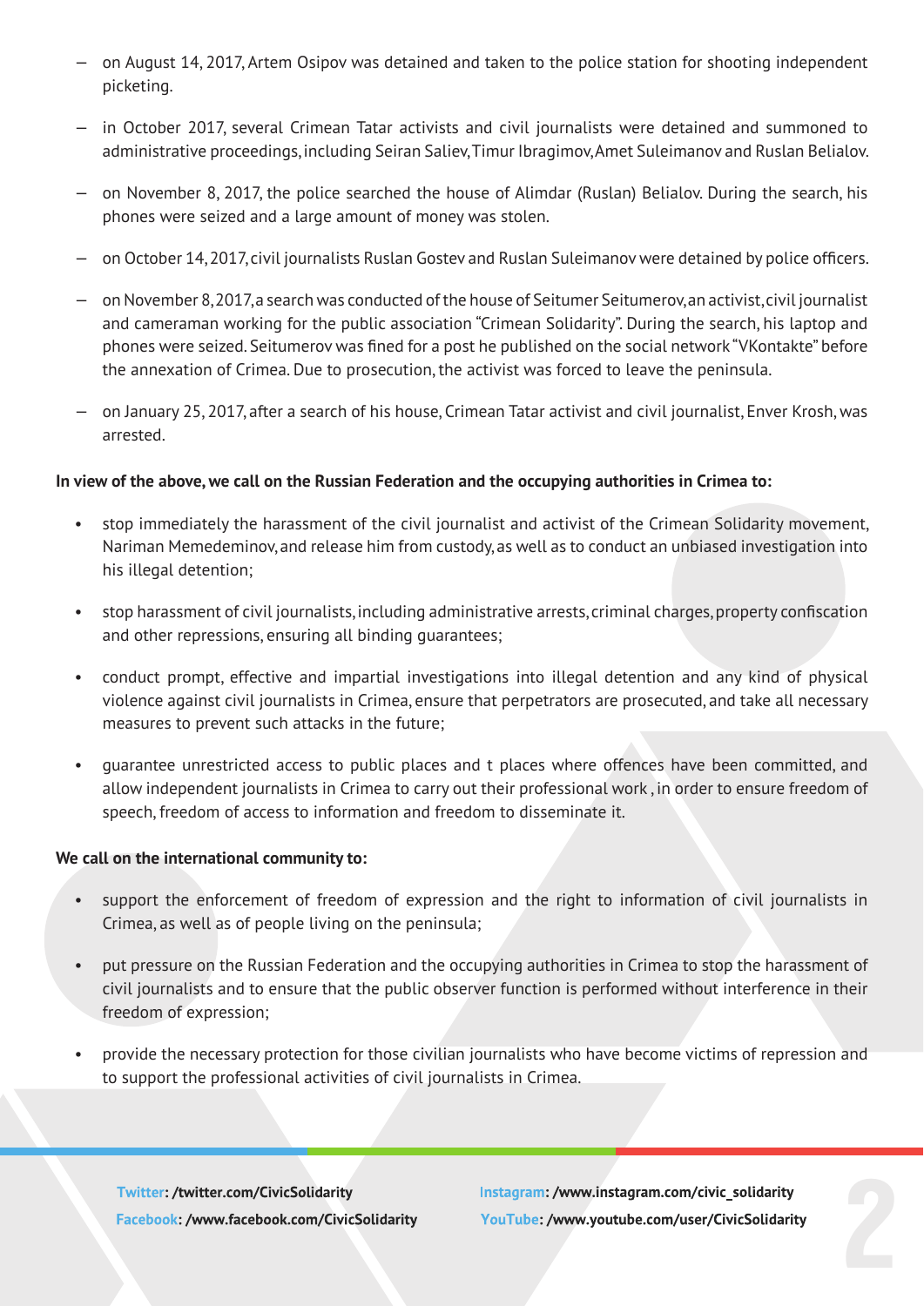- on August 14, 2017, Artem Osipov was detained and taken to the police station for shooting independent picketing.
- in October 2017, several Crimean Tatar activists and civil journalists were detained and summoned to administrative proceedings, including Seiran Saliev, Timur Ibragimov, Amet Suleimanov and Ruslan Belialov.
- on November 8, 2017, the police searched the house of Alimdar (Ruslan) Belialov. During the search, his phones were seized and a large amount of money was stolen.
- on October 14, 2017, civil journalists Ruslan Gostev and Ruslan Suleimanov were detained by police officers.
- on November 8, 2017, a search was conducted of the house of Seitumer Seitumerov, an activist, civil journalist and cameraman working for the public association "Crimean Solidarity". During the search, his laptop and phones were seized. Seitumerov was fined for a post he published on the social network "VKontakte" before the annexation of Crimea. Due to prosecution, the activist was forced to leave the peninsula.
- on January 25, 2017, after a search of his house, Crimean Tatar activist and civil journalist, Enver Krosh, was arrested.

**In view of the above, we call on the Russian Federation and the occupying authorities in Crimea to:**

- stop immediately the harassment of the civil journalist and activist of the Crimean Solidarity movement, Nariman Memedeminov, and release him from custody, as well as to conduct an unbiased investigation into his illegal detention;
- stop harassment of civil journalists, including administrative arrests, criminal charges, property confiscation and other repressions, ensuring all binding guarantees;
- conduct prompt, effective and impartial investigations into illegal detention and any kind of physical violence against civil journalists in Crimea, ensure that perpetrators are prosecuted, and take all necessary measures to prevent such attacks in the future;
- guarantee unrestricted access to public places and t places where offences have been committed, and allow independent journalists in Crimea to carry out their professional work , in order to ensure freedom of speech, freedom of access to information and freedom to disseminate it.

**We call on the international community to:**

- support the enforcement of freedom of expression and the right to information of civil journalists in Crimea, as well as of people living on the peninsula;
- put pressure on the Russian Federation and the occupying authorities in Crimea to stop the harassment of civil journalists and to ensure that the public observer function is performed without interference in their freedom of expression;
- provide the necessary protection for those civilian journalists who have become victims of repression and to support the professional activities of civil journalists in Crimea.

**Twitter: /twitter.com/CivicSolidarity**
**Facebook: /www.facebook.com/CivicSolidarity**
**Instagram: /www.instagram.com/civic_solidarity**
**YouTube: /www.youtube.com/user/CivicSolidarity**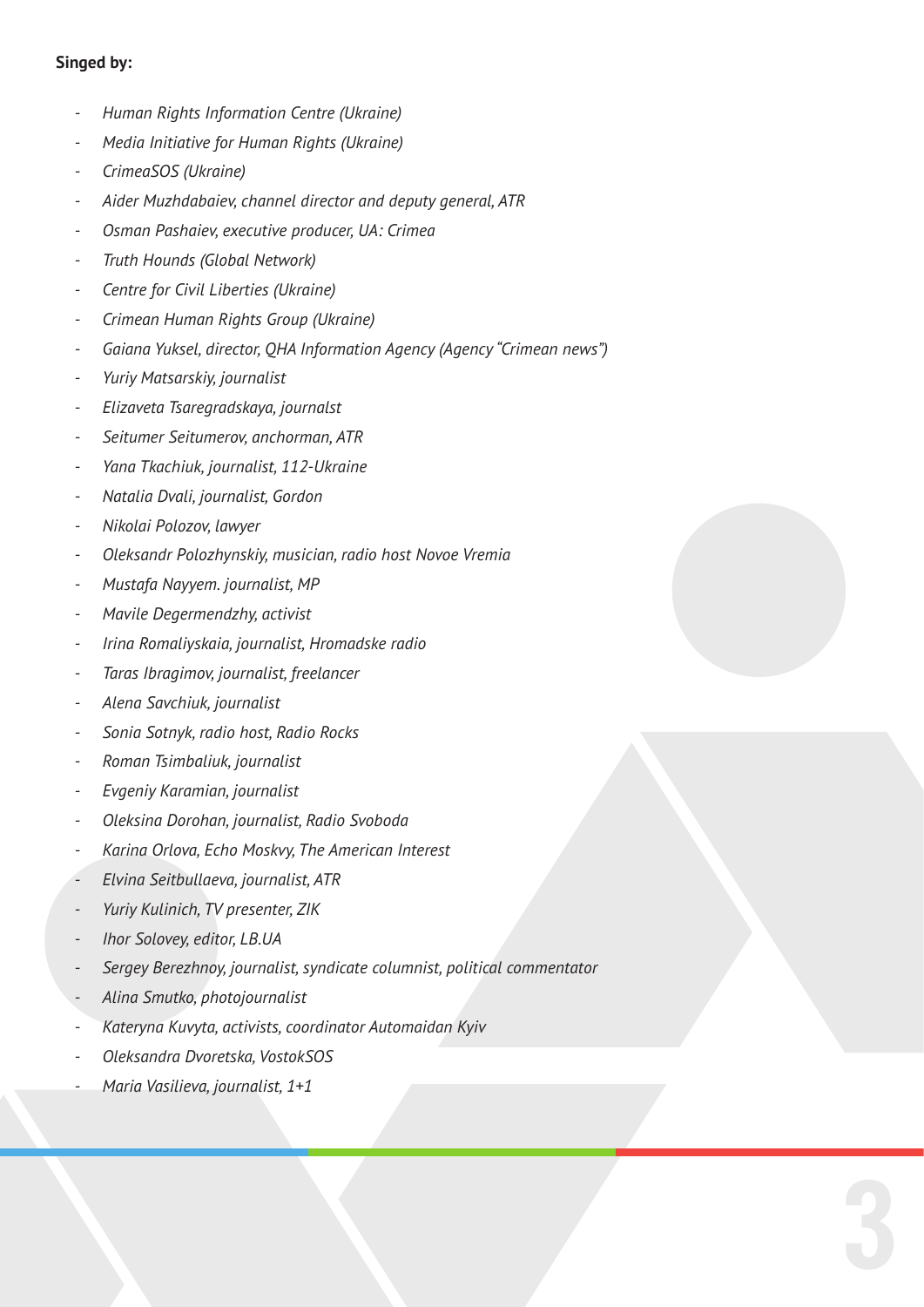**Singed by:**

- *Human Rights Information Centre (Ukraine)*
- *Media Initiative for Human Rights (Ukraine)*
- *CrimeaSOS (Ukraine)*
- *Aider Muzhdabaiev, channel director and deputy general, ATR*
- *Osman Pashaiev, executive producer, UA: Crimea*
- *Truth Hounds (Global Network)*
- *Centre for Civil Liberties (Ukraine)*
- *Crimean Human Rights Group (Ukraine)*
- *Gaiana Yuksel, director, QHA Information Agency (Agency "Crimean news")*
- *Yuriy Matsarskiy, journalist*
- *Elizaveta Tsaregradskaya, journalst*
- *Seitumer Seitumerov, anchorman, ATR*
- *Yana Tkachiuk, journalist, 112-Ukraine*
- *Natalia Dvali, journalist, Gordon*
- *Nikolai Polozov, lawyer*
- *Oleksandr Polozhynskiy, musician, radio host Novoe Vremia*
- *Mustafa Nayyem. journalist, MP*
- *Mavile Degermendzhy, activist*
- *Irina Romaliyskaia, journalist, Hromadske radio*
- *Taras Ibragimov, journalist, freelancer*
- *Alena Savchiuk, journalist*
- *Sonia Sotnyk, radio host, Radio Rocks*
- *Roman Tsimbaliuk, journalist*
- *Evgeniy Karamian, journalist*
- *Oleksina Dorohan, journalist, Radio Svoboda*
- *Karina Orlova, Echo Moskvy, The American Interest*
- *Elvina Seitbullaeva, journalist, ATR*
- *Yuriy Kulinich, TV presenter, ZIK*
- *Ihor Solovey, editor, LB.UA*
- *Sergey Berezhnoy, journalist, syndicate columnist, political commentator*
- *Alina Smutko, photojournalist*
- *Kateryna Kuvyta, activists, coordinator Automaidan Kyiv*
- *Oleksandra Dvoretska, VostokSOS*
- *Maria Vasilieva, journalist, 1+1*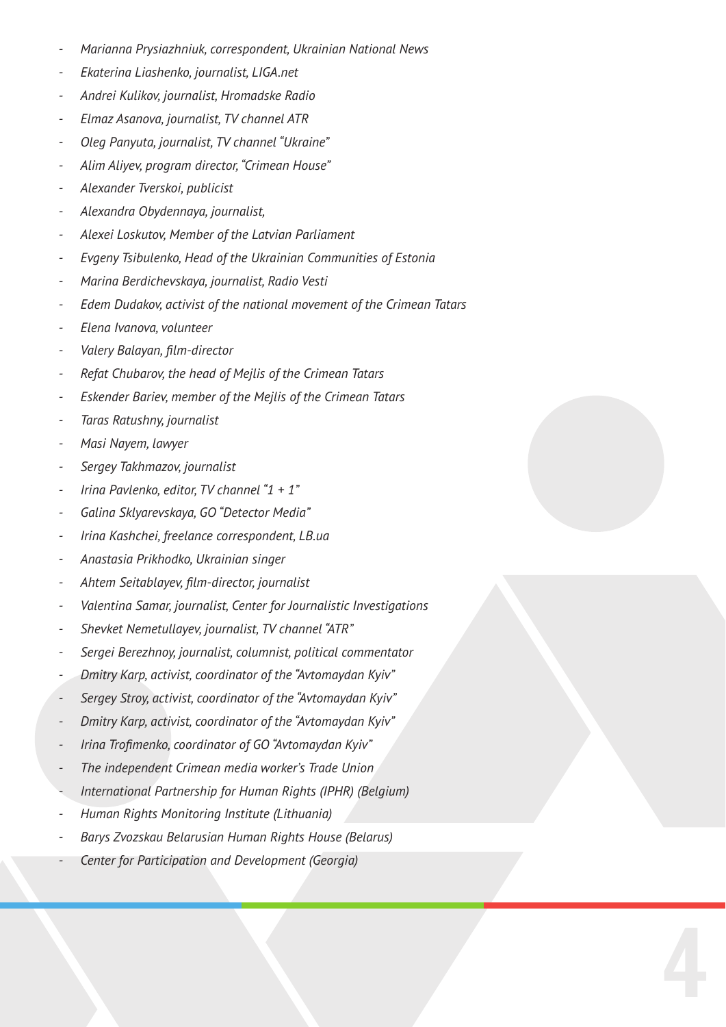- *Marianna Prysiazhniuk, correspondent, Ukrainian National News*
- *Ekaterina Liashenko, journalist, LIGA.net*
- *Andrei Kulikov, journalist, Hromadske Radio*
- *Elmaz Asanova, journalist, TV channel ATR*
- *Oleg Panyuta, journalist, TV channel "Ukraine"*
- *Alim Aliyev, program director, "Crimean House"*
- *Alexander Tverskoi, publicist*
- *Alexandra Obydennaya, journalist,*
- *Alexei Loskutov, Member of the Latvian Parliament*
- *Evgeny Tsibulenko, Head of the Ukrainian Communities of Estonia*
- *Marina Berdichevskaya, journalist, Radio Vesti*
- *Edem Dudakov, activist of the national movement of the Crimean Tatars*
- *Elena Ivanova, volunteer*
- *Valery Balayan, film-director*
- *Refat Chubarov, the head of Mejlis of the Crimean Tatars*
- *Eskender Bariev, member of the Mejlis of the Crimean Tatars*
- *Taras Ratushny, journalist*
- *Masi Nayem, lawyer*
- *Sergey Takhmazov, journalist*
- *Irina Pavlenko, editor, TV channel "1 + 1"*
- *Galina Sklyarevskaya, GO "Detector Media"*
- *Irina Kashchei, freelance correspondent, LB.ua*
- *Anastasia Prikhodko, Ukrainian singer*
- *Ahtem Seitablayev, film-director, journalist*
- *Valentina Samar, journalist, Center for Journalistic Investigations*
- *Shevket Nemetullayev, journalist, TV channel "ATR"*
- *Sergei Berezhnoy, journalist, columnist, political commentator*
- *Dmitry Karp, activist, coordinator of the "Avtomaydan Kyiv"*
- *Sergey Stroy, activist, coordinator of the "Avtomaydan Kyiv"*
- *Dmitry Karp, activist, coordinator of the "Avtomaydan Kyiv"*
- *Irina Trofimenko, coordinator of GO "Avtomaydan Kyiv"*
- *The independent Crimean media worker's Trade Union*
- *International Partnership for Human Rights (IPHR) (Belgium)*
- *Human Rights Monitoring Institute (Lithuania)*
- *Barys Zvozskau Belarusian Human Rights House (Belarus)*
- *Center for Participation and Development (Georgia)*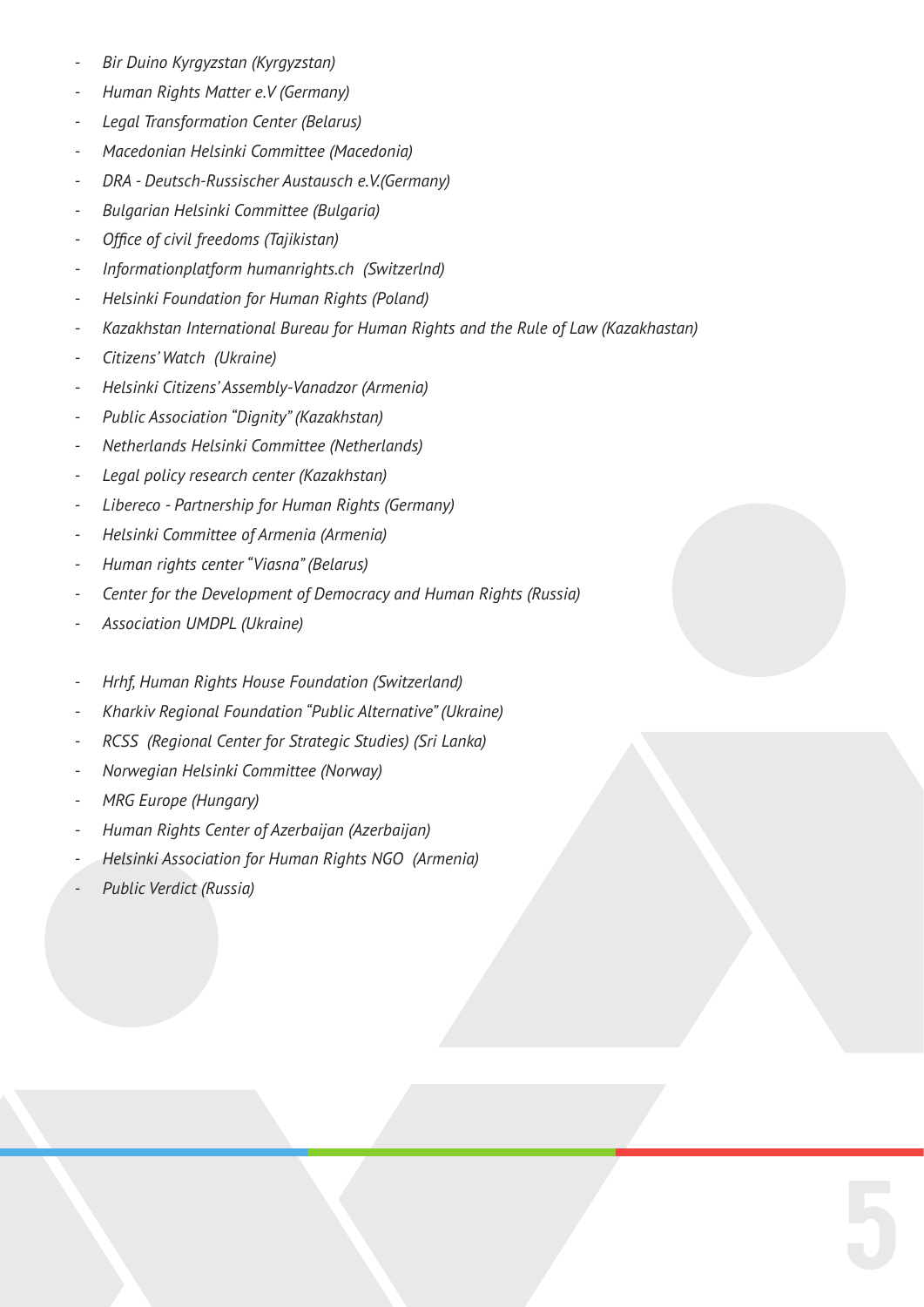- *Bir Duino Kyrgyzstan (Kyrgyzstan)*
- *Human Rights Matter e.V (Germany)*
- *Legal Transformation Center (Belarus)*
- *Macedonian Helsinki Committee (Macedonia)*
- *DRA - Deutsch-Russischer Austausch e.V.(Germany)*
- *Bulgarian Helsinki Committee (Bulgaria)*
- *Office of civil freedoms (Tajikistan)*
- *Informationplatform humanrights.ch (Switzerlnd)*
- *Helsinki Foundation for Human Rights (Poland)*
- *Kazakhstan International Bureau for Human Rights and the Rule of Law (Kazakhastan)*
- *Citizens' Watch (Ukraine)*
- *Helsinki Citizens' Assembly-Vanadzor (Armenia)*
- *Public Association "Dignity" (Kazakhstan)*
- *Netherlands Helsinki Committee (Netherlands)*
- *Legal policy research center (Kazakhstan)*
- *Libereco - Partnership for Human Rights (Germany)*
- *Helsinki Committee of Armenia (Armenia)*
- *Human rights center "Viasna" (Belarus)*
- *Center for the Development of Democracy and Human Rights (Russia)*
- *Association UMDPL (Ukraine)*

- *Hrhf, Human Rights House Foundation (Switzerland)*
- *Kharkiv Regional Foundation "Public Alternative" (Ukraine)*
- *RCSS (Regional Center for Strategic Studies) (Sri Lanka)*
- *Norwegian Helsinki Committee (Norway)*
- *MRG Europe (Hungary)*
- *Human Rights Center of Azerbaijan (Azerbaijan)*
- *Helsinki Association for Human Rights NGO (Armenia)*
- *Public Verdict (Russia)*